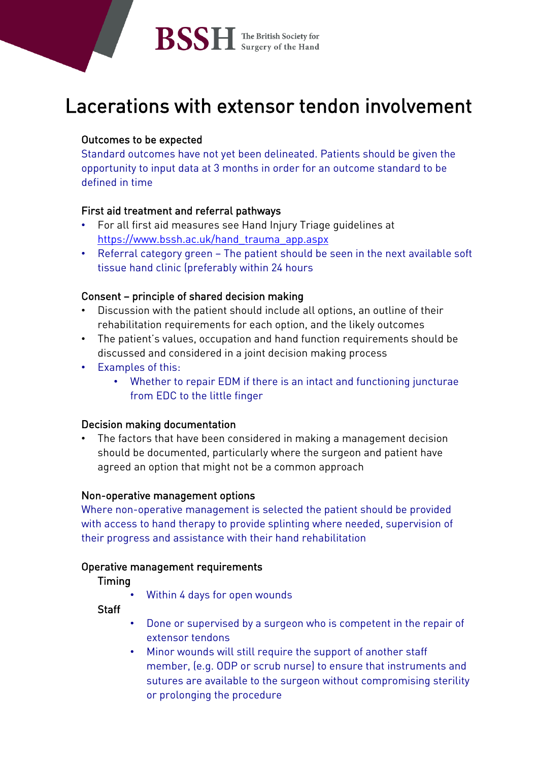BSSH The British Society for Surgery of the Hand

# Lacerations with extensor tendon involvement

## Outcomes to be expected

Standard outcomes have not yet been delineated. Patients should be given the opportunity to input data at 3 months in order for an outcome standard to be defined in time

## First aid treatment and referral pathways

- For all first aid measures see Hand Injury Triage guidelines at https://www.bssh.ac.uk/hand_trauma_app.aspx
- Referral category green – The patient should be seen in the next available soft tissue hand clinic (preferably within 24 hours

## Consent – principle of shared decision making

- Discussion with the patient should include all options, an outline of their rehabilitation requirements for each option, and the likely outcomes
- The patient's values, occupation and hand function requirements should be discussed and considered in a joint decision making process
- Examples of this:
    - Whether to repair EDM if there is an intact and functioning juncturae from EDC to the little finger

## Decision making documentation

- The factors that have been considered in making a management decision should be documented, particularly where the surgeon and patient have agreed an option that might not be a common approach

## Non-operative management options

Where non-operative management is selected the patient should be provided with access to hand therapy to provide splinting where needed, supervision of their progress and assistance with their hand rehabilitation

## Operative management requirements

### Timing

- Within 4 days for open wounds

### Staff

- Done or supervised by a surgeon who is competent in the repair of extensor tendons
- Minor wounds will still require the support of another staff member, (e.g. ODP or scrub nurse) to ensure that instruments and sutures are available to the surgeon without compromising sterility or prolonging the procedure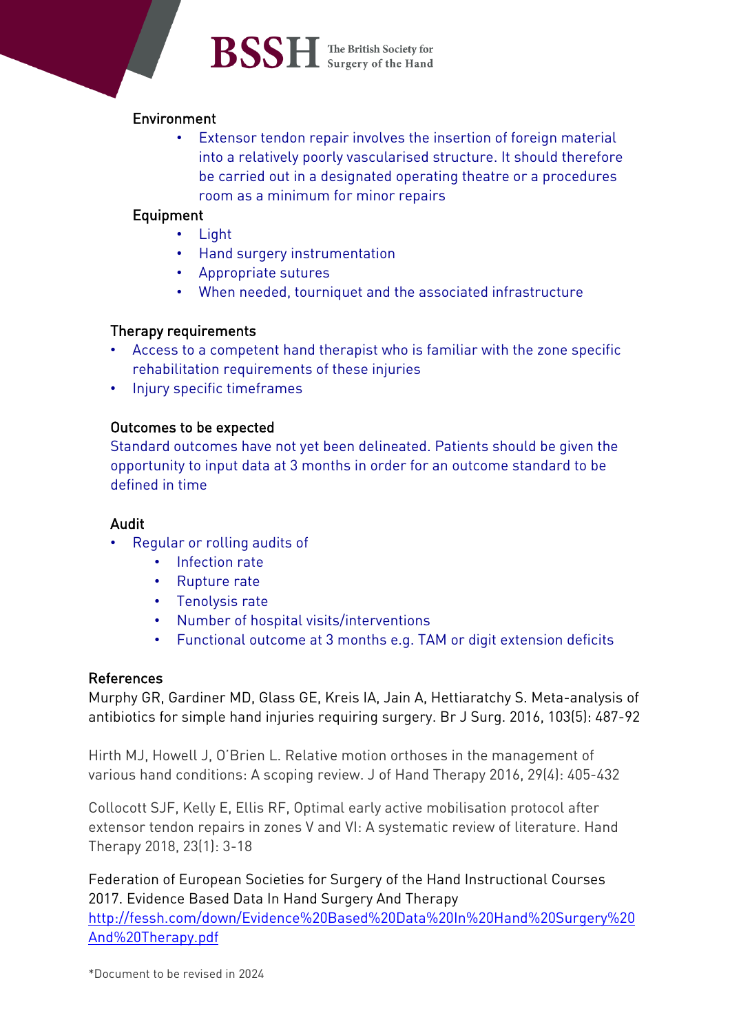#### Environment

- Extensor tendon repair involves the insertion of foreign material into a relatively poorly vascularised structure. It should therefore be carried out in a designated operating theatre or a procedures room as a minimum for minor repairs

#### Equipment

- Light
- Hand surgery instrumentation
- Appropriate sutures
- When needed, tourniquet and the associated infrastructure

### Therapy requirements

- Access to a competent hand therapist who is familiar with the zone specific rehabilitation requirements of these injuries
- Injury specific timeframes

### Outcomes to be expected

Standard outcomes have not yet been delineated. Patients should be given the opportunity to input data at 3 months in order for an outcome standard to be defined in time

### Audit

- Regular or rolling audits of
  - Infection rate
  - Rupture rate
  - Tenolysis rate
  - Number of hospital visits/interventions
  - Functional outcome at 3 months e.g. TAM or digit extension deficits

## References

Murphy GR, Gardiner MD, Glass GE, Kreis IA, Jain A, Hettiaratchy S. Meta-analysis of antibiotics for simple hand injuries requiring surgery. Br J Surg. 2016, 103(5): 487-92

Hirth MJ, Howell J, O'Brien L. Relative motion orthoses in the management of various hand conditions: A scoping review. J of Hand Therapy 2016, 29(4): 405-432

Collocott SJF, Kelly E, Ellis RF, Optimal early active mobilisation protocol after extensor tendon repairs in zones V and VI: A systematic review of literature. Hand Therapy 2018, 23(1): 3-18

Federation of European Societies for Surgery of the Hand Instructional Courses 2017. Evidence Based Data In Hand Surgery And Therapy [http://fessh.com/down/Evidence%20Based%20Data%20In%20Hand%20Surgery%20And%20Therapy.pdf](http://fessh.com/down/Evidence%20Based%20Data%20In%20Hand%20Surgery%20And%20Therapy.pdf)

*Document to be revised in 2024